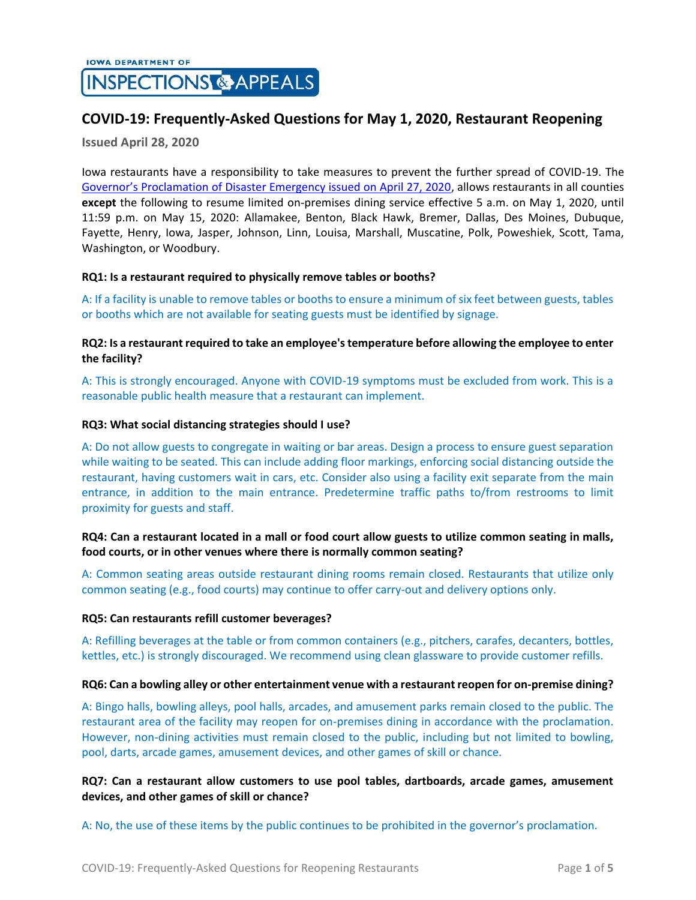IOWA DEPARTMENT OF INSPECTIONS & APPEALS

# COVID-19: Frequently-Asked Questions for May 1, 2020, Restaurant Reopening

**Issued April 28, 2020**

Iowa restaurants have a responsibility to take measures to prevent the further spread of COVID-19. The Governor's Proclamation of Disaster Emergency issued on April 27, 2020, allows restaurants in all counties **except** the following to resume limited on-premises dining service effective 5 a.m. on May 1, 2020, until 11:59 p.m. on May 15, 2020: Allamakee, Benton, Black Hawk, Bremer, Dallas, Des Moines, Dubuque, Fayette, Henry, Iowa, Jasper, Johnson, Linn, Louisa, Marshall, Muscatine, Polk, Poweshiek, Scott, Tama, Washington, or Woodbury.

**RQ1: Is a restaurant required to physically remove tables or booths?**

A: If a facility is unable to remove tables or booths to ensure a minimum of six feet between guests, tables or booths which are not available for seating guests must be identified by signage.

**RQ2: Is a restaurant required to take an employee's temperature before allowing the employee to enter the facility?**

A: This is strongly encouraged. Anyone with COVID-19 symptoms must be excluded from work. This is a reasonable public health measure that a restaurant can implement.

**RQ3: What social distancing strategies should I use?**

A: Do not allow guests to congregate in waiting or bar areas. Design a process to ensure guest separation while waiting to be seated. This can include adding floor markings, enforcing social distancing outside the restaurant, having customers wait in cars, etc. Consider also using a facility exit separate from the main entrance, in addition to the main entrance. Predetermine traffic paths to/from restrooms to limit proximity for guests and staff.

**RQ4: Can a restaurant located in a mall or food court allow guests to utilize common seating in malls, food courts, or in other venues where there is normally common seating?**

A: Common seating areas outside restaurant dining rooms remain closed. Restaurants that utilize only common seating (e.g., food courts) may continue to offer carry-out and delivery options only.

**RQ5: Can restaurants refill customer beverages?**

A: Refilling beverages at the table or from common containers (e.g., pitchers, carafes, decanters, bottles, kettles, etc.) is strongly discouraged. We recommend using clean glassware to provide customer refills.

**RQ6: Can a bowling alley or other entertainment venue with a restaurant reopen for on-premise dining?**

A: Bingo halls, bowling alleys, pool halls, arcades, and amusement parks remain closed to the public. The restaurant area of the facility may reopen for on-premises dining in accordance with the proclamation. However, non-dining activities must remain closed to the public, including but not limited to bowling, pool, darts, arcade games, amusement devices, and other games of skill or chance.

**RQ7: Can a restaurant allow customers to use pool tables, dartboards, arcade games, amusement devices, and other games of skill or chance?**

A: No, the use of these items by the public continues to be prohibited in the governor's proclamation.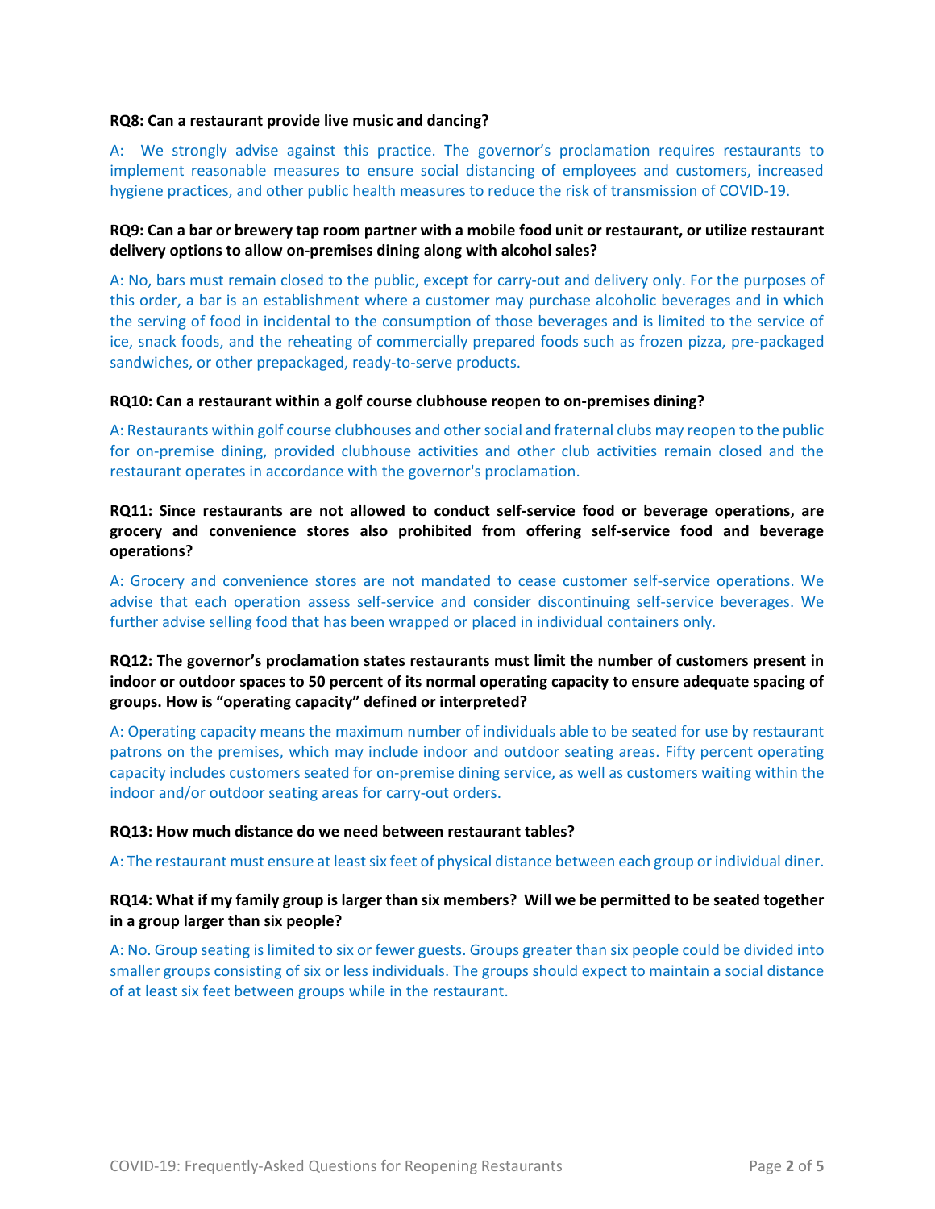**RQ8: Can a restaurant provide live music and dancing?**

A: We strongly advise against this practice. The governor's proclamation requires restaurants to implement reasonable measures to ensure social distancing of employees and customers, increased hygiene practices, and other public health measures to reduce the risk of transmission of COVID-19.

**RQ9: Can a bar or brewery tap room partner with a mobile food unit or restaurant, or utilize restaurant delivery options to allow on-premises dining along with alcohol sales?**

A: No, bars must remain closed to the public, except for carry-out and delivery only. For the purposes of this order, a bar is an establishment where a customer may purchase alcoholic beverages and in which the serving of food in incidental to the consumption of those beverages and is limited to the service of ice, snack foods, and the reheating of commercially prepared foods such as frozen pizza, pre-packaged sandwiches, or other prepackaged, ready-to-serve products.

**RQ10: Can a restaurant within a golf course clubhouse reopen to on-premises dining?**

A: Restaurants within golf course clubhouses and other social and fraternal clubs may reopen to the public for on-premise dining, provided clubhouse activities and other club activities remain closed and the restaurant operates in accordance with the governor's proclamation.

**RQ11: Since restaurants are not allowed to conduct self-service food or beverage operations, are grocery and convenience stores also prohibited from offering self-service food and beverage operations?**

A: Grocery and convenience stores are not mandated to cease customer self-service operations. We advise that each operation assess self-service and consider discontinuing self-service beverages. We further advise selling food that has been wrapped or placed in individual containers only.

**RQ12: The governor's proclamation states restaurants must limit the number of customers present in indoor or outdoor spaces to 50 percent of its normal operating capacity to ensure adequate spacing of groups. How is "operating capacity" defined or interpreted?**

A: Operating capacity means the maximum number of individuals able to be seated for use by restaurant patrons on the premises, which may include indoor and outdoor seating areas. Fifty percent operating capacity includes customers seated for on-premise dining service, as well as customers waiting within the indoor and/or outdoor seating areas for carry-out orders.

**RQ13: How much distance do we need between restaurant tables?**

A: The restaurant must ensure at least six feet of physical distance between each group or individual diner.

**RQ14: What if my family group is larger than six members? Will we be permitted to be seated together in a group larger than six people?**

A: No. Group seating is limited to six or fewer guests. Groups greater than six people could be divided into smaller groups consisting of six or less individuals. The groups should expect to maintain a social distance of at least six feet between groups while in the restaurant.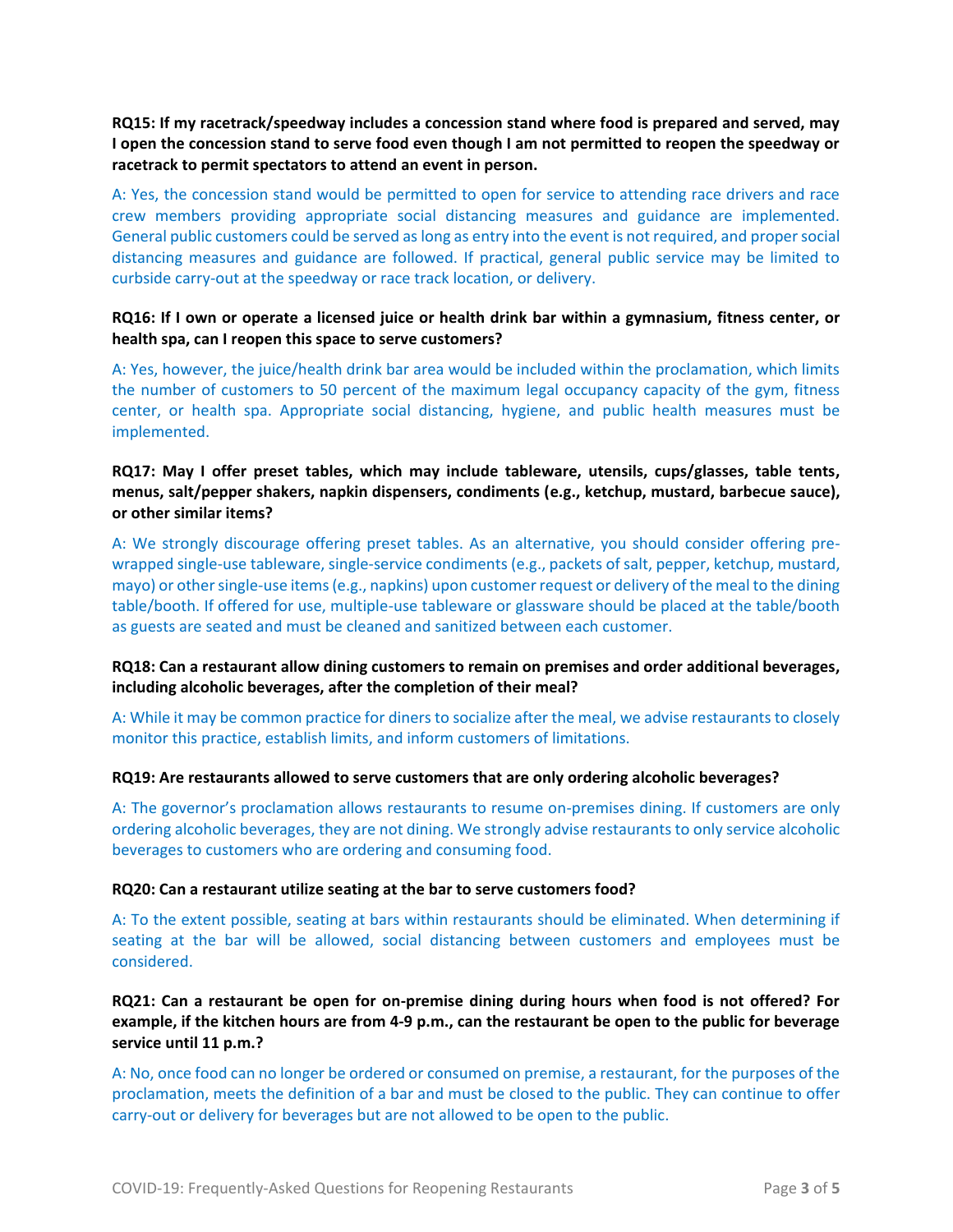**RQ15: If my racetrack/speedway includes a concession stand where food is prepared and served, may I open the concession stand to serve food even though I am not permitted to reopen the speedway or racetrack to permit spectators to attend an event in person.**

A: Yes, the concession stand would be permitted to open for service to attending race drivers and race crew members providing appropriate social distancing measures and guidance are implemented. General public customers could be served as long as entry into the event is not required, and proper social distancing measures and guidance are followed. If practical, general public service may be limited to curbside carry-out at the speedway or race track location, or delivery.

**RQ16: If I own or operate a licensed juice or health drink bar within a gymnasium, fitness center, or health spa, can I reopen this space to serve customers?**

A: Yes, however, the juice/health drink bar area would be included within the proclamation, which limits the number of customers to 50 percent of the maximum legal occupancy capacity of the gym, fitness center, or health spa. Appropriate social distancing, hygiene, and public health measures must be implemented.

**RQ17: May I offer preset tables, which may include tableware, utensils, cups/glasses, table tents, menus, salt/pepper shakers, napkin dispensers, condiments (e.g., ketchup, mustard, barbecue sauce), or other similar items?**

A: We strongly discourage offering preset tables. As an alternative, you should consider offering pre-wrapped single-use tableware, single-service condiments (e.g., packets of salt, pepper, ketchup, mustard, mayo) or other single-use items (e.g., napkins) upon customer request or delivery of the meal to the dining table/booth. If offered for use, multiple-use tableware or glassware should be placed at the table/booth as guests are seated and must be cleaned and sanitized between each customer.

**RQ18: Can a restaurant allow dining customers to remain on premises and order additional beverages, including alcoholic beverages, after the completion of their meal?**

A: While it may be common practice for diners to socialize after the meal, we advise restaurants to closely monitor this practice, establish limits, and inform customers of limitations.

**RQ19: Are restaurants allowed to serve customers that are only ordering alcoholic beverages?**

A: The governor's proclamation allows restaurants to resume on-premises dining. If customers are only ordering alcoholic beverages, they are not dining. We strongly advise restaurants to only service alcoholic beverages to customers who are ordering and consuming food.

**RQ20: Can a restaurant utilize seating at the bar to serve customers food?**

A: To the extent possible, seating at bars within restaurants should be eliminated. When determining if seating at the bar will be allowed, social distancing between customers and employees must be considered.

**RQ21: Can a restaurant be open for on-premise dining during hours when food is not offered? For example, if the kitchen hours are from 4-9 p.m., can the restaurant be open to the public for beverage service until 11 p.m.?**

A: No, once food can no longer be ordered or consumed on premise, a restaurant, for the purposes of the proclamation, meets the definition of a bar and must be closed to the public. They can continue to offer carry-out or delivery for beverages but are not allowed to be open to the public.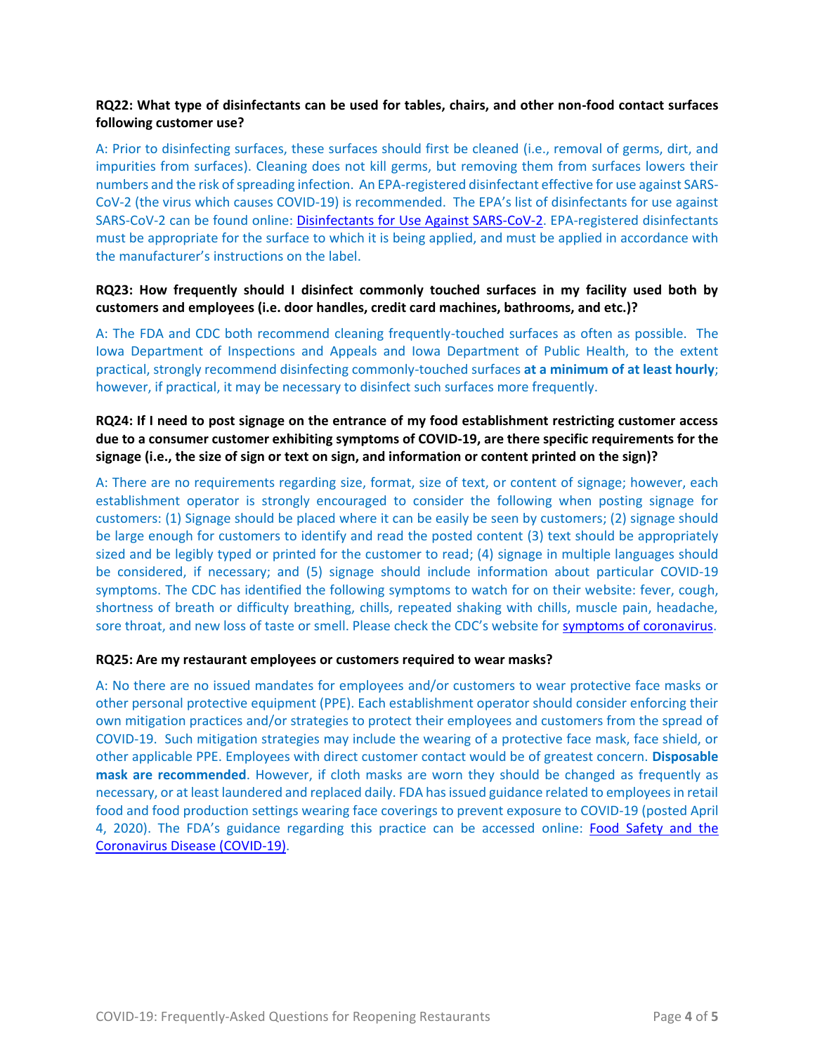**RQ22: What type of disinfectants can be used for tables, chairs, and other non-food contact surfaces following customer use?**

A: Prior to disinfecting surfaces, these surfaces should first be cleaned (i.e., removal of germs, dirt, and impurities from surfaces). Cleaning does not kill germs, but removing them from surfaces lowers their numbers and the risk of spreading infection. An EPA-registered disinfectant effective for use against SARS-CoV-2 (the virus which causes COVID-19) is recommended. The EPA's list of disinfectants for use against SARS-CoV-2 can be found online: [Disinfectants for Use Against SARS-CoV-2](). EPA-registered disinfectants must be appropriate for the surface to which it is being applied, and must be applied in accordance with the manufacturer's instructions on the label.

**RQ23: How frequently should I disinfect commonly touched surfaces in my facility used both by customers and employees (i.e. door handles, credit card machines, bathrooms, and etc.)?**

A: The FDA and CDC both recommend cleaning frequently-touched surfaces as often as possible. The Iowa Department of Inspections and Appeals and Iowa Department of Public Health, to the extent practical, strongly recommend disinfecting commonly-touched surfaces **at a minimum of at least hourly**; however, if practical, it may be necessary to disinfect such surfaces more frequently.

**RQ24: If I need to post signage on the entrance of my food establishment restricting customer access due to a consumer customer exhibiting symptoms of COVID-19, are there specific requirements for the signage (i.e., the size of sign or text on sign, and information or content printed on the sign)?**

A: There are no requirements regarding size, format, size of text, or content of signage; however, each establishment operator is strongly encouraged to consider the following when posting signage for customers: (1) Signage should be placed where it can be easily be seen by customers; (2) signage should be large enough for customers to identify and read the posted content (3) text should be appropriately sized and be legibly typed or printed for the customer to read; (4) signage in multiple languages should be considered, if necessary; and (5) signage should include information about particular COVID-19 symptoms. The CDC has identified the following symptoms to watch for on their website: fever, cough, shortness of breath or difficulty breathing, chills, repeated shaking with chills, muscle pain, headache, sore throat, and new loss of taste or smell. Please check the CDC's website for [symptoms of coronavirus]().

**RQ25: Are my restaurant employees or customers required to wear masks?**

A: No there are no issued mandates for employees and/or customers to wear protective face masks or other personal protective equipment (PPE). Each establishment operator should consider enforcing their own mitigation practices and/or strategies to protect their employees and customers from the spread of COVID-19. Such mitigation strategies may include the wearing of a protective face mask, face shield, or other applicable PPE. Employees with direct customer contact would be of greatest concern. **Disposable mask are recommended**. However, if cloth masks are worn they should be changed as frequently as necessary, or at least laundered and replaced daily. FDA has issued guidance related to employees in retail food and food production settings wearing face coverings to prevent exposure to COVID-19 (posted April 4, 2020). The FDA's guidance regarding this practice can be accessed online: [Food Safety and the Coronavirus Disease (COVID-19)]().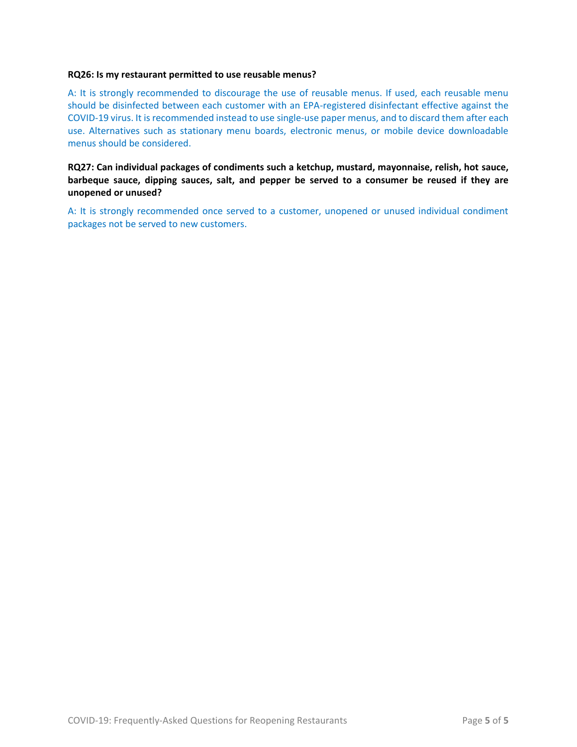**RQ26: Is my restaurant permitted to use reusable menus?**

A: It is strongly recommended to discourage the use of reusable menus. If used, each reusable menu should be disinfected between each customer with an EPA-registered disinfectant effective against the COVID-19 virus. It is recommended instead to use single-use paper menus, and to discard them after each use. Alternatives such as stationary menu boards, electronic menus, or mobile device downloadable menus should be considered.

**RQ27: Can individual packages of condiments such a ketchup, mustard, mayonnaise, relish, hot sauce, barbeque sauce, dipping sauces, salt, and pepper be served to a consumer be reused if they are unopened or unused?**

A: It is strongly recommended once served to a customer, unopened or unused individual condiment packages not be served to new customers.